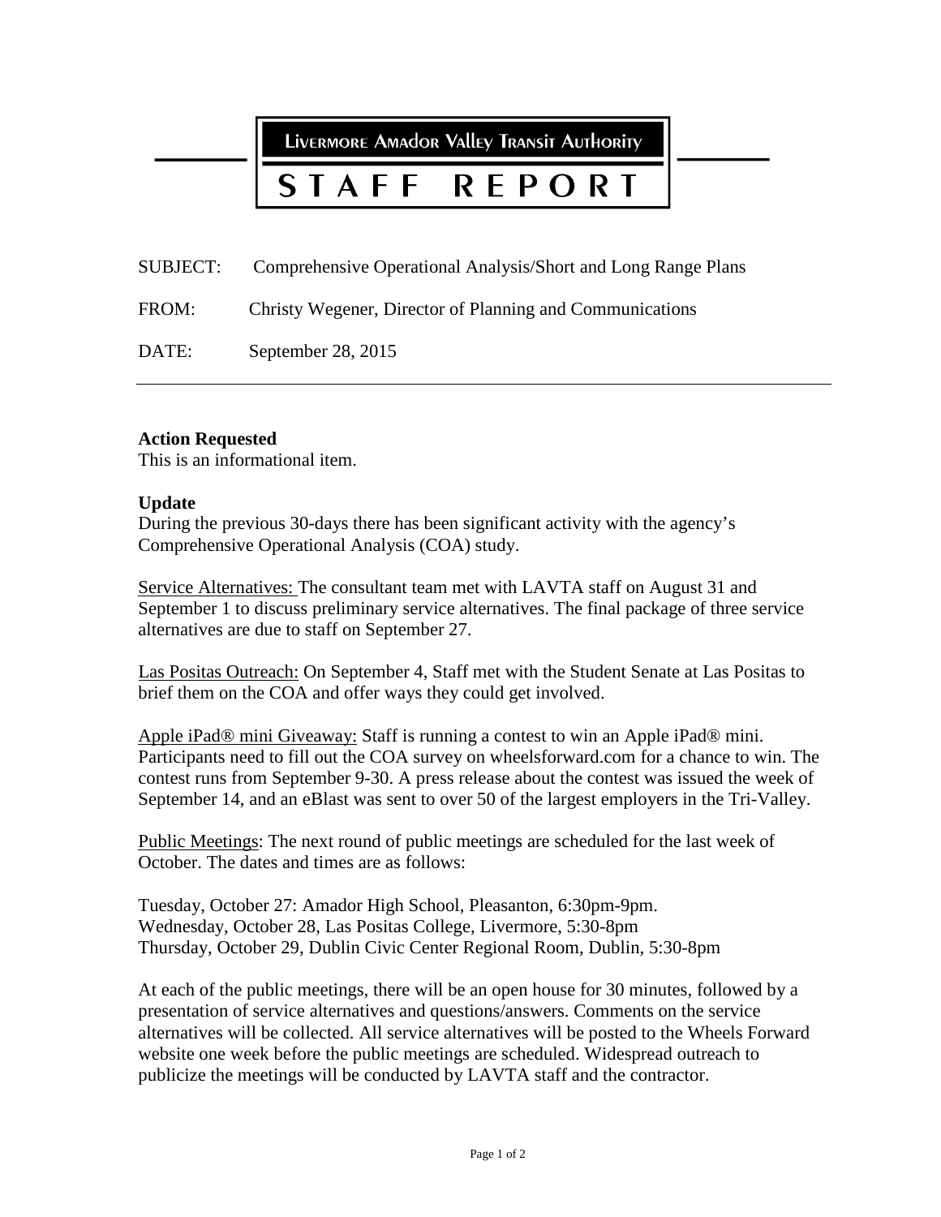**Livermore Amador Valley Transit Authority**

# STAFF REPORT

SUBJECT: Comprehensive Operational Analysis/Short and Long Range Plans

FROM: Christy Wegener, Director of Planning and Communications

DATE: September 28, 2015

---

**Action Requested**
This is an informational item.

**Update**
During the previous 30-days there has been significant activity with the agency's Comprehensive Operational Analysis (COA) study.

Service Alternatives: The consultant team met with LAVTA staff on August 31 and September 1 to discuss preliminary service alternatives. The final package of three service alternatives are due to staff on September 27.

Las Positas Outreach: On September 4, Staff met with the Student Senate at Las Positas to brief them on the COA and offer ways they could get involved.

Apple iPad® mini Giveaway: Staff is running a contest to win an Apple iPad® mini. Participants need to fill out the COA survey on wheelsforward.com for a chance to win. The contest runs from September 9-30. A press release about the contest was issued the week of September 14, and an eBlast was sent to over 50 of the largest employers in the Tri-Valley.

Public Meetings: The next round of public meetings are scheduled for the last week of October. The dates and times are as follows:

Tuesday, October 27: Amador High School, Pleasanton, 6:30pm-9pm.
Wednesday, October 28, Las Positas College, Livermore, 5:30-8pm
Thursday, October 29, Dublin Civic Center Regional Room, Dublin, 5:30-8pm

At each of the public meetings, there will be an open house for 30 minutes, followed by a presentation of service alternatives and questions/answers. Comments on the service alternatives will be collected. All service alternatives will be posted to the Wheels Forward website one week before the public meetings are scheduled. Widespread outreach to publicize the meetings will be conducted by LAVTA staff and the contractor.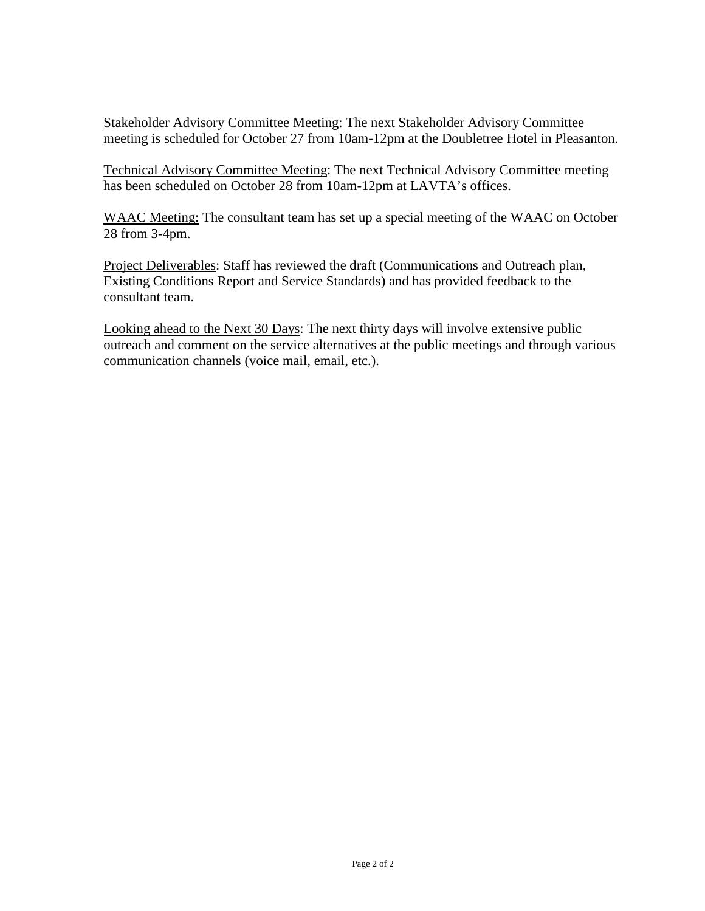<u>Stakeholder Advisory Committee Meeting</u>: The next Stakeholder Advisory Committee meeting is scheduled for October 27 from 10am-12pm at the Doubletree Hotel in Pleasanton.

<u>Technical Advisory Committee Meeting</u>: The next Technical Advisory Committee meeting has been scheduled on October 28 from 10am-12pm at LAVTA's offices.

<u>WAAC Meeting:</u> The consultant team has set up a special meeting of the WAAC on October 28 from 3-4pm.

<u>Project Deliverables</u>: Staff has reviewed the draft (Communications and Outreach plan, Existing Conditions Report and Service Standards) and has provided feedback to the consultant team.

<u>Looking ahead to the Next 30 Days</u>: The next thirty days will involve extensive public outreach and comment on the service alternatives at the public meetings and through various communication channels (voice mail, email, etc.).